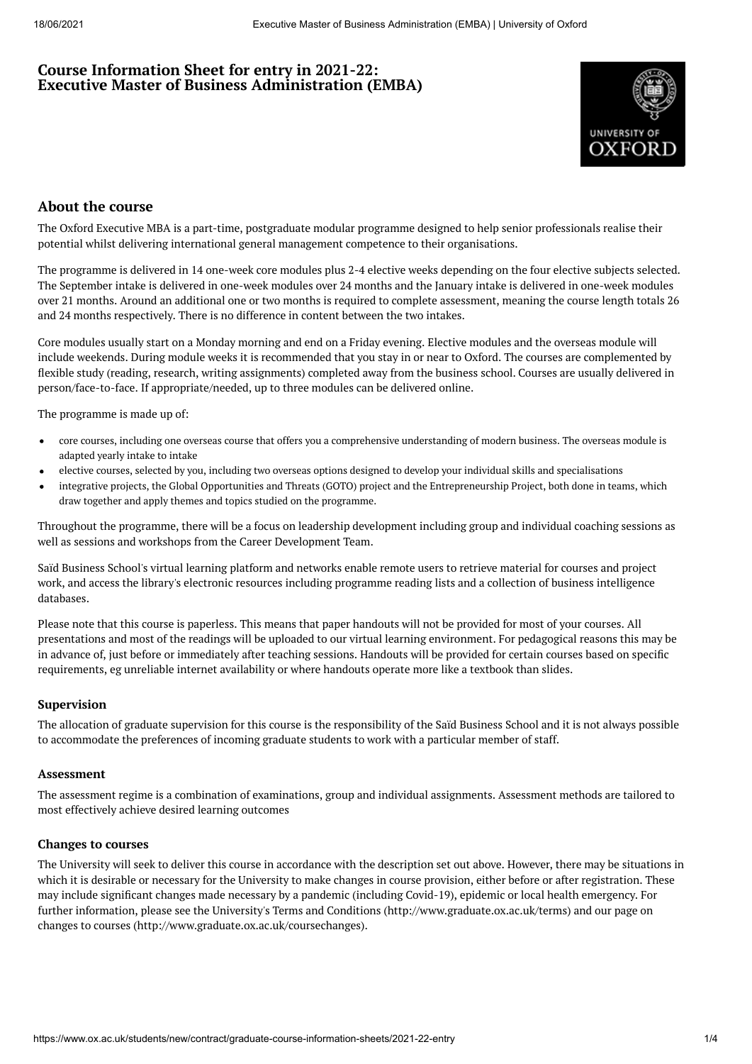# Course Information Sheet for entry in 2021-22: Executive Master of Business Administration (EMBA)

## About the course

The Oxford Executive MBA is a part-time, postgraduate modular programme designed to help senior professionals realise their potential whilst delivering international general management competence to their organisations.

The programme is delivered in 14 one-week core modules plus 2-4 elective weeks depending on the four elective subjects selected. The September intake is delivered in one-week modules over 24 months and the January intake is delivered in one-week modules over 21 months. Around an additional one or two months is required to complete assessment, meaning the course length totals 26 and 24 months respectively. There is no difference in content between the two intakes.

Core modules usually start on a Monday morning and end on a Friday evening. Elective modules and the overseas module will include weekends. During module weeks it is recommended that you stay in or near to Oxford. The courses are complemented by flexible study (reading, research, writing assignments) completed away from the business school. Courses are usually delivered in person/face-to-face. If appropriate/needed, up to three modules can be delivered online.

The programme is made up of:

- core courses, including one overseas course that offers you a comprehensive understanding of modern business. The overseas module is adapted yearly intake to intake
- elective courses, selected by you, including two overseas options designed to develop your individual skills and specialisations
- integrative projects, the Global Opportunities and Threats (GOTO) project and the Entrepreneurship Project, both done in teams, which draw together and apply themes and topics studied on the programme.

Throughout the programme, there will be a focus on leadership development including group and individual coaching sessions as well as sessions and workshops from the Career Development Team.

Saïd Business School's virtual learning platform and networks enable remote users to retrieve material for courses and project work, and access the library's electronic resources including programme reading lists and a collection of business intelligence databases.

Please note that this course is paperless. This means that paper handouts will not be provided for most of your courses. All presentations and most of the readings will be uploaded to our virtual learning environment. For pedagogical reasons this may be in advance of, just before or immediately after teaching sessions. Handouts will be provided for certain courses based on specific requirements, eg unreliable internet availability or where handouts operate more like a textbook than slides.

### Supervision

The allocation of graduate supervision for this course is the responsibility of the Saïd Business School and it is not always possible to accommodate the preferences of incoming graduate students to work with a particular member of staff.

### Assessment

The assessment regime is a combination of examinations, group and individual assignments. Assessment methods are tailored to most effectively achieve desired learning outcomes

### Changes to courses

The University will seek to deliver this course in accordance with the description set out above. However, there may be situations in which it is desirable or necessary for the University to make changes in course provision, either before or after registration. These may include significant changes made necessary by a pandemic (including Covid-19), epidemic or local health emergency. For further information, please see the University's Terms and Conditions (http://www.graduate.ox.ac.uk/terms) and our page on changes to courses (http://www.graduate.ox.ac.uk/coursechanges).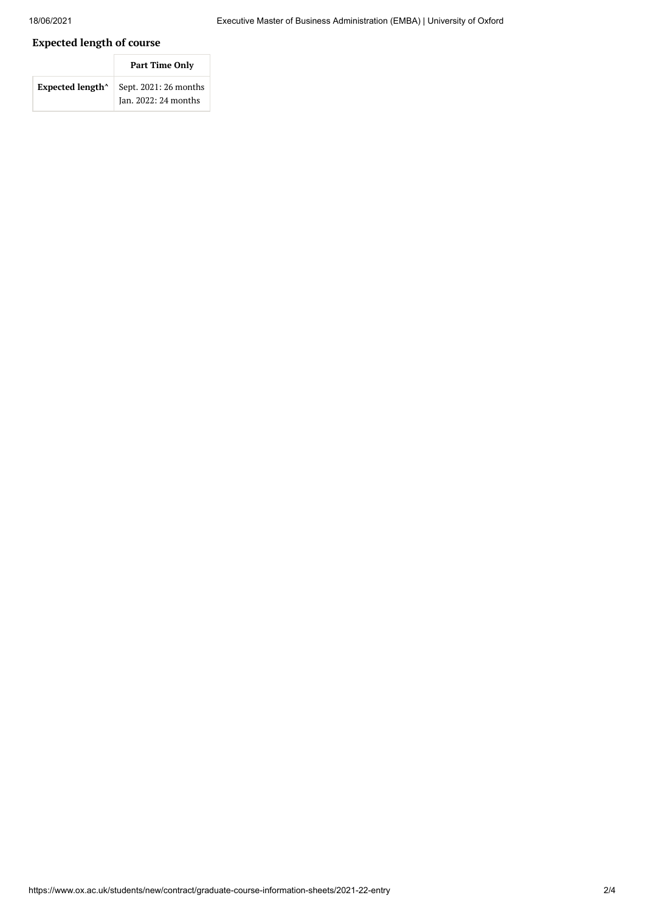## Expected length of course

| | Part Time Only |
|---|---|
| **Expected length^** | Sept. 2021: 26 months<br>Jan. 2022: 24 months |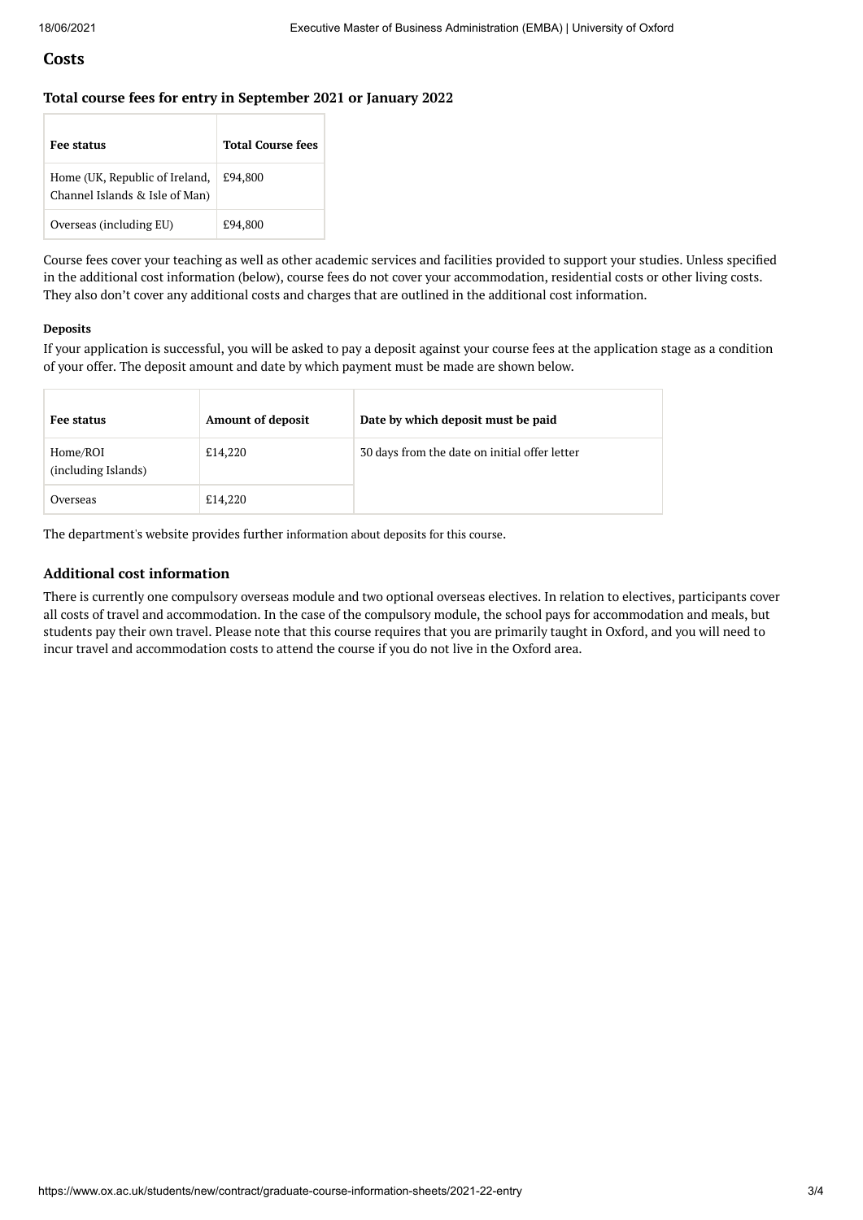## Costs

### Total course fees for entry in September 2021 or January 2022

| Fee status | Total Course fees |
|---|---|
| Home (UK, Republic of Ireland, Channel Islands & Isle of Man) | £94,800 |
| Overseas (including EU) | £94,800 |

Course fees cover your teaching as well as other academic services and facilities provided to support your studies. Unless specified in the additional cost information (below), course fees do not cover your accommodation, residential costs or other living costs. They also don't cover any additional costs and charges that are outlined in the additional cost information.

#### Deposits

If your application is successful, you will be asked to pay a deposit against your course fees at the application stage as a condition of your offer. The deposit amount and date by which payment must be made are shown below.

| Fee status | Amount of deposit | Date by which deposit must be paid |
|---|---|---|
| Home/ROI (including Islands) | £14,220 | 30 days from the date on initial offer letter |
| Overseas | £14,220 | |

The department's website provides further information about deposits for this course.

### Additional cost information

There is currently one compulsory overseas module and two optional overseas electives. In relation to electives, participants cover all costs of travel and accommodation. In the case of the compulsory module, the school pays for accommodation and meals, but students pay their own travel. Please note that this course requires that you are primarily taught in Oxford, and you will need to incur travel and accommodation costs to attend the course if you do not live in the Oxford area.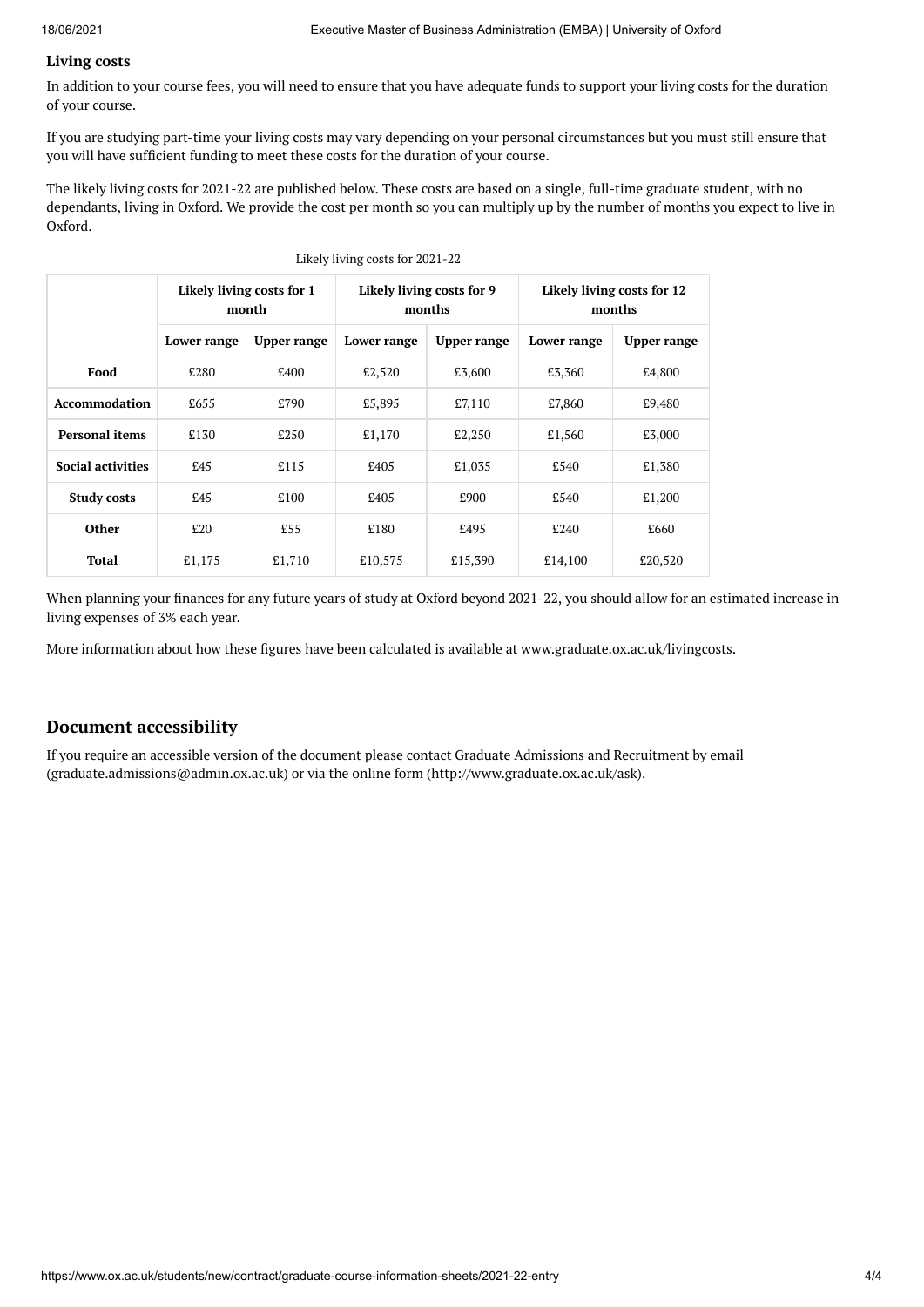### Living costs

In addition to your course fees, you will need to ensure that you have adequate funds to support your living costs for the duration of your course.

If you are studying part-time your living costs may vary depending on your personal circumstances but you must still ensure that you will have sufficient funding to meet these costs for the duration of your course.

The likely living costs for 2021-22 are published below. These costs are based on a single, full-time graduate student, with no dependants, living in Oxford. We provide the cost per month so you can multiply up by the number of months you expect to live in Oxford.

Likely living costs for 2021-22

| | Likely living costs for 1 month | | Likely living costs for 9 months | | Likely living costs for 12 months | |
|---|---|---|---|---|---|---|
| | Lower range | Upper range | Lower range | Upper range | Lower range | Upper range |
| **Food** | £280 | £400 | £2,520 | £3,600 | £3,360 | £4,800 |
| **Accommodation** | £655 | £790 | £5,895 | £7,110 | £7,860 | £9,480 |
| **Personal items** | £130 | £250 | £1,170 | £2,250 | £1,560 | £3,000 |
| **Social activities** | £45 | £115 | £405 | £1,035 | £540 | £1,380 |
| **Study costs** | £45 | £100 | £405 | £900 | £540 | £1,200 |
| **Other** | £20 | £55 | £180 | £495 | £240 | £660 |
| **Total** | £1,175 | £1,710 | £10,575 | £15,390 | £14,100 | £20,520 |

When planning your finances for any future years of study at Oxford beyond 2021-22, you should allow for an estimated increase in living expenses of 3% each year.

More information about how these figures have been calculated is available at www.graduate.ox.ac.uk/livingcosts.

## Document accessibility

If you require an accessible version of the document please contact Graduate Admissions and Recruitment by email (graduate.admissions@admin.ox.ac.uk) or via the online form (http://www.graduate.ox.ac.uk/ask).